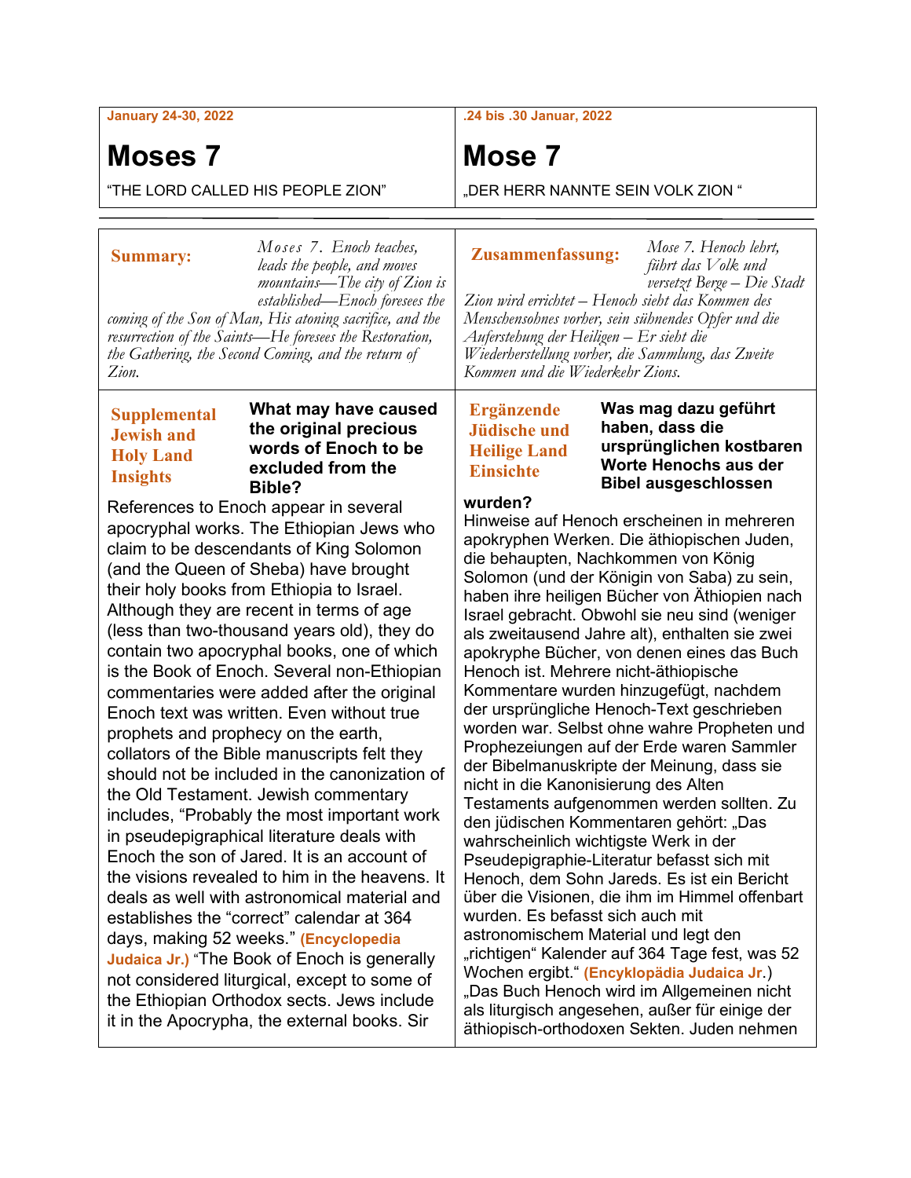**January 24-30, 2022**

# Moses 7

"THE LORD CALLED HIS PEOPLE ZION"

**Summary:** *Moses 7. Enoch teaches, leads the people, and moves mountains—The city of Zion is established—Enoch foresees the coming of the Son of Man, His atoning sacrifice, and the resurrection of the Saints—He foresees the Restoration, the Gathering, the Second Coming, and the return of Zion.*

**Supplemental Jewish and Holy Land Insights**

**What may have caused the original precious words of Enoch to be excluded from the Bible?**

References to Enoch appear in several apocryphal works. The Ethiopian Jews who claim to be descendants of King Solomon (and the Queen of Sheba) have brought their holy books from Ethiopia to Israel. Although they are recent in terms of age (less than two-thousand years old), they do contain two apocryphal books, one of which is the Book of Enoch. Several non-Ethiopian commentaries were added after the original Enoch text was written. Even without true prophets and prophecy on the earth, collators of the Bible manuscripts felt they should not be included in the canonization of the Old Testament. Jewish commentary includes, "Probably the most important work in pseudepigraphical literature deals with Enoch the son of Jared. It is an account of the visions revealed to him in the heavens. It deals as well with astronomical material and establishes the "correct" calendar at 364 days, making 52 weeks." **(Encyclopedia Judaica Jr.)** "The Book of Enoch is generally not considered liturgical, except to some of the Ethiopian Orthodox sects. Jews include it in the Apocrypha, the external books. Sir

---

**.24 bis .30 Januar, 2022**

# Mose 7

„DER HERR NANNTE SEIN VOLK ZION "

**Zusammenfassung:** *Mose 7. Henoch lehrt, führt das Volk und versetzt Berge – Die Stadt Zion wird errichtet – Henoch sieht das Kommen des Menschensohnes vorher, sein sühnendes Opfer und die Auferstehung der Heiligen – Er sieht die Wiederherstellung vorher, die Sammlung, das Zweite Kommen und die Wiederkehr Zions.*

**Ergänzende Jüdische und Heilige Land Einsichte**

**Was mag dazu geführt haben, dass die ursprünglichen kostbaren Worte Henochs aus der Bibel ausgeschlossen wurden?**

Hinweise auf Henoch erscheinen in mehreren apokryphen Werken. Die äthiopischen Juden, die behaupten, Nachkommen von König Solomon (und der Königin von Saba) zu sein, haben ihre heiligen Bücher von Äthiopien nach Israel gebracht. Obwohl sie neu sind (weniger als zweitausend Jahre alt), enthalten sie zwei apokryphe Bücher, von denen eines das Buch Henoch ist. Mehrere nicht-äthiopische Kommentare wurden hinzugefügt, nachdem der ursprüngliche Henoch-Text geschrieben worden war. Selbst ohne wahre Propheten und Prophezeiungen auf der Erde waren Sammler der Bibelmanuskripte der Meinung, dass sie nicht in die Kanonisierung des Alten Testaments aufgenommen werden sollten. Zu den jüdischen Kommentaren gehört: „Das wahrscheinlich wichtigste Werk in der Pseudepigraphie-Literatur befasst sich mit Henoch, dem Sohn Jareds. Es ist ein Bericht über die Visionen, die ihm im Himmel offenbart wurden. Es befasst sich auch mit astronomischem Material und legt den „richtigen" Kalender auf 364 Tage fest, was 52 Wochen ergibt." **(Encyklopädia Judaica Jr.)** „Das Buch Henoch wird im Allgemeinen nicht als liturgisch angesehen, außer für einige der äthiopisch-orthodoxen Sekten. Juden nehmen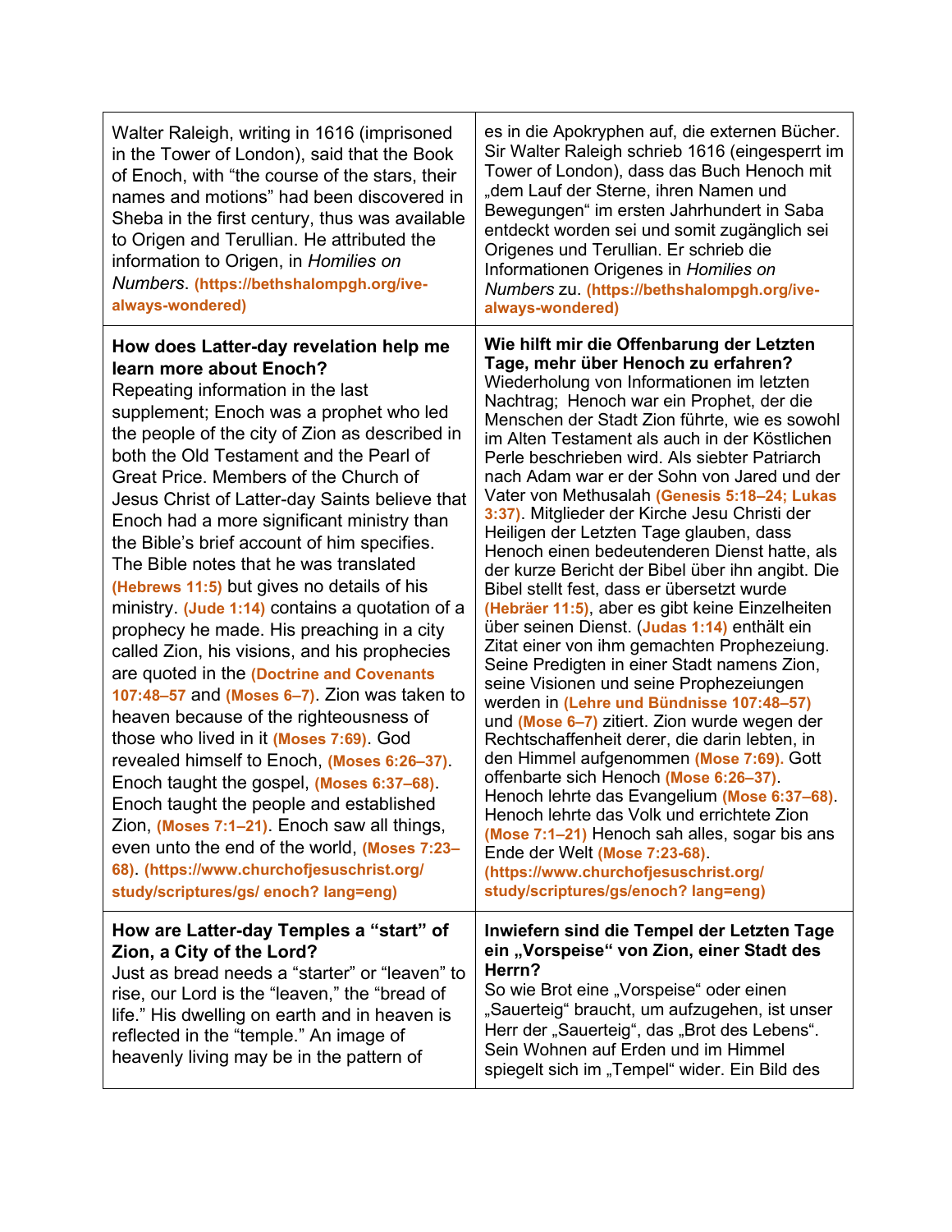| Walter Raleigh, writing in 1616 (imprisoned in the Tower of London), said that the Book of Enoch, with “the course of the stars, their names and motions” had been discovered in Sheba in the first century, thus was available to Origen and Terullian. He attributed the information to Origen, in *Homilies on Numbers*. **(https://bethshalompgh.org/ive-always-wondered)** | es in die Apokryphen auf, die externen Bücher. Sir Walter Raleigh schrieb 1616 (eingesperrt im Tower of London), dass das Buch Henoch mit „dem Lauf der Sterne, ihren Namen und Bewegungen“ im ersten Jahrhundert in Saba entdeckt worden sei und somit zugänglich sei Origenes und Terullian. Er schrieb die Informationen Origenes in *Homilies on Numbers* zu. **(https://bethshalompgh.org/ive-always-wondered)** |
|---|---|
| **How does Latter-day revelation help me learn more about Enoch?** Repeating information in the last supplement; Enoch was a prophet who led the people of the city of Zion as described in both the Old Testament and the Pearl of Great Price. Members of the Church of Jesus Christ of Latter-day Saints believe that Enoch had a more significant ministry than the Bible's brief account of him specifies. The Bible notes that he was translated **(Hebrews 11:5)** but gives no details of his ministry. **(Jude 1:14)** contains a quotation of a prophecy he made. His preaching in a city called Zion, his visions, and his prophecies are quoted in the **(Doctrine and Covenants 107:48–57** and **(Moses 6–7)**. Zion was taken to heaven because of the righteousness of those who lived in it **(Moses 7:69)**. God revealed himself to Enoch, **(Moses 6:26–37)**. Enoch taught the gospel, **(Moses 6:37–68)**. Enoch taught the people and established Zion, **(Moses 7:1–21)**. Enoch saw all things, even unto the end of the world, **(Moses 7:23–68)**. **(https://www.churchofjesuschrist.org/ study/scriptures/gs/ enoch? lang=eng)** | **Wie hilft mir die Offenbarung der Letzten Tage, mehr über Henoch zu erfahren?** Wiederholung von Informationen im letzten Nachtrag; Henoch war ein Prophet, der die Menschen der Stadt Zion führte, wie es sowohl im Alten Testament als auch in der Köstlichen Perle beschrieben wird. Als siebter Patriarch nach Adam war er der Sohn von Jared und der Vater von Methusalah **(Genesis 5:18–24; Lukas 3:37)**. Mitglieder der Kirche Jesu Christi der Heiligen der Letzten Tage glauben, dass Henoch einen bedeutenderen Dienst hatte, als der kurze Bericht der Bibel über ihn angibt. Die Bibel stellt fest, dass er übersetzt wurde **(Hebräer 11:5)**, aber es gibt keine Einzelheiten über seinen Dienst. (**Judas 1:14)** enthält ein Zitat einer von ihm gemachten Prophezeiung. Seine Predigten in einer Stadt namens Zion, seine Visionen und seine Prophezeiungen werden in **(Lehre und Bündnisse 107:48–57)** und **(Mose 6–7)** zitiert. Zion wurde wegen der Rechtschaffenheit derer, die darin lebten, in den Himmel aufgenommen **(Mose 7:69).** Gott offenbarte sich Henoch **(Mose 6:26–37)**. Henoch lehrte das Evangelium **(Mose 6:37–68)**. Henoch lehrte das Volk und errichtete Zion **(Mose 7:1–21)** Henoch sah alles, sogar bis ans Ende der Welt **(Mose 7:23-68)**. **(https://www.churchofjesuschrist.org/ study/scriptures/gs/enoch? lang=eng)** |
| **How are Latter-day Temples a “start” of Zion, a City of the Lord?** Just as bread needs a “starter” or “leaven” to rise, our Lord is the “leaven,” the “bread of life.” His dwelling on earth and in heaven is reflected in the “temple.” An image of heavenly living may be in the pattern of | **Inwiefern sind die Tempel der Letzten Tage ein „Vorspeise“ von Zion, einer Stadt des Herrn?** So wie Brot eine „Vorspeise“ oder einen „Sauerteig“ braucht, um aufzugehen, ist unser Herr der „Sauerteig“, das „Brot des Lebens“. Sein Wohnen auf Erden und im Himmel spiegelt sich im „Tempel“ wider. Ein Bild des |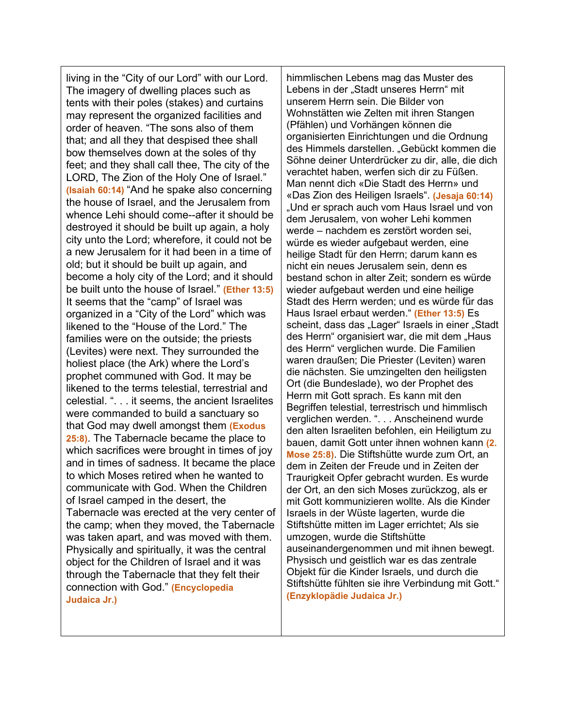| | |
|---|---|
| living in the "City of our Lord" with our Lord. The imagery of dwelling places such as tents with their poles (stakes) and curtains may represent the organized facilities and order of heaven. "The sons also of them that; and all they that despised thee shall bow themselves down at the soles of thy feet; and they shall call thee, The city of the LORD, The Zion of the Holy One of Israel." **(Isaiah 60:14)** "And he spake also concerning the house of Israel, and the Jerusalem from whence Lehi should come--after it should be destroyed it should be built up again, a holy city unto the Lord; wherefore, it could not be a new Jerusalem for it had been in a time of old; but it should be built up again, and become a holy city of the Lord; and it should be built unto the house of Israel." **(Ether 13:5)** It seems that the "camp" of Israel was organized in a "City of the Lord" which was likened to the "House of the Lord." The families were on the outside; the priests (Levites) were next. They surrounded the holiest place (the Ark) where the Lord's prophet communed with God. It may be likened to the terms telestial, terrestrial and celestial. ". . . it seems, the ancient Israelites were commanded to build a sanctuary so that God may dwell amongst them **(Exodus 25:8)**. The Tabernacle became the place to which sacrifices were brought in times of joy and in times of sadness. It became the place to which Moses retired when he wanted to communicate with God. When the Children of Israel camped in the desert, the Tabernacle was erected at the very center of the camp; when they moved, the Tabernacle was taken apart, and was moved with them. Physically and spiritually, it was the central object for the Children of Israel and it was through the Tabernacle that they felt their connection with God." **(Encyclopedia Judaica Jr.)** | himmlischen Lebens mag das Muster des Lebens in der „Stadt unseres Herrn" mit unserem Herrn sein. Die Bilder von Wohnstätten wie Zelten mit ihren Stangen (Pfählen) und Vorhängen können die organisierten Einrichtungen und die Ordnung des Himmels darstellen. „Gebückt kommen die Söhne deiner Unterdrücker zu dir, alle, die dich verachtet haben, werfen sich dir zu Füßen. Man nennt dich «Die Stadt des Herrn» und «Das Zion des Heiligen Israels". **(Jesaja 60:14)** „Und er sprach auch vom Haus Israel und von dem Jerusalem, von woher Lehi kommen werde – nachdem es zerstört worden sei, würde es wieder aufgebaut werden, eine heilige Stadt für den Herrn; darum kann es nicht ein neues Jerusalem sein, denn es bestand schon in alter Zeit; sondern es würde wieder aufgebaut werden und eine heilige Stadt des Herrn werden; und es würde für das Haus Israel erbaut werden." **(Ether 13:5)** Es scheint, dass das „Lager" Israels in einer „Stadt des Herrn" organisiert war, die mit dem „Haus des Herrn" verglichen wurde. Die Familien waren draußen; Die Priester (Leviten) waren die nächsten. Sie umzingelten den heiligsten Ort (die Bundeslade), wo der Prophet des Herrn mit Gott sprach. Es kann mit den Begriffen telestial, terrestrisch und himmlisch verglichen werden. ". . . Anscheinend wurde den alten Israeliten befohlen, ein Heiligtum zu bauen, damit Gott unter ihnen wohnen kann **(2. Mose 25:8)**. Die Stiftshütte wurde zum Ort, an dem in Zeiten der Freude und in Zeiten der Traurigkeit Opfer gebracht wurden. Es wurde der Ort, an den sich Moses zurückzog, als er mit Gott kommunizieren wollte. Als die Kinder Israels in der Wüste lagerten, wurde die Stiftshütte mitten im Lager errichtet; Als sie umzogen, wurde die Stiftshütte auseinandergenommen und mit ihnen bewegt. Physisch und geistlich war es das zentrale Objekt für die Kinder Israels, und durch die Stiftshütte fühlten sie ihre Verbindung mit Gott." **(Enzyklopädie Judaica Jr.)** |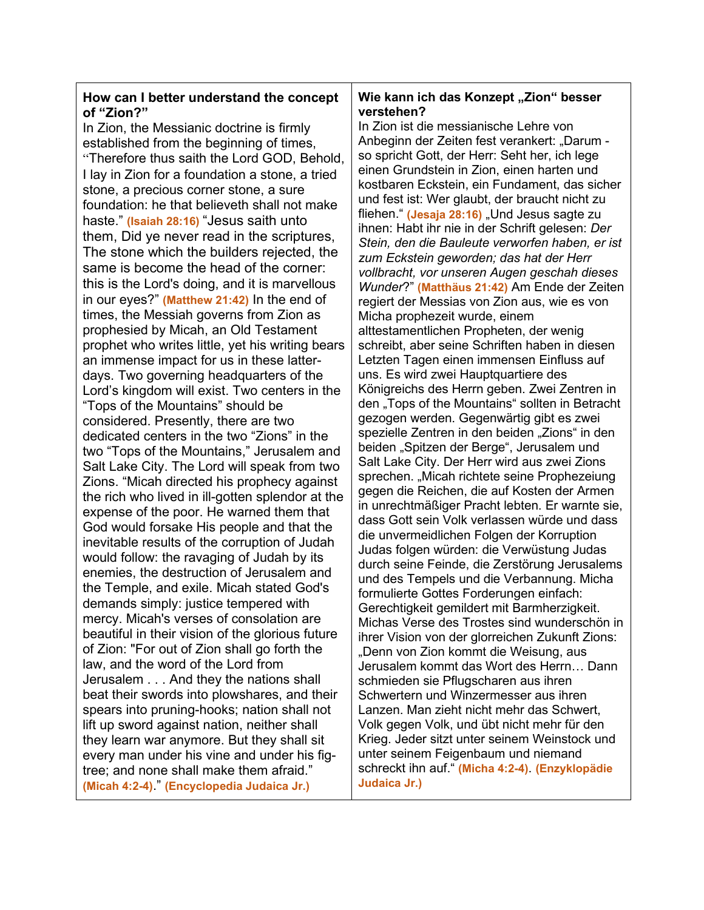| **How can I better understand the concept of "Zion?"** | **Wie kann ich das Konzept „Zion" besser verstehen?** |
|---|---|
| In Zion, the Messianic doctrine is firmly established from the beginning of times, "Therefore thus saith the Lord GOD, Behold, I lay in Zion for a foundation a stone, a tried stone, a precious corner stone, a sure foundation: he that believeth shall not make haste." **(Isaiah 28:16)** "Jesus saith unto them, Did ye never read in the scriptures, The stone which the builders rejected, the same is become the head of the corner: this is the Lord's doing, and it is marvellous in our eyes?" **(Matthew 21:42)** In the end of times, the Messiah governs from Zion as prophesied by Micah, an Old Testament prophet who writes little, yet his writing bears an immense impact for us in these latter-days. Two governing headquarters of the Lord's kingdom will exist. Two centers in the "Tops of the Mountains" should be considered. Presently, there are two dedicated centers in the two "Zions" in the two "Tops of the Mountains," Jerusalem and Salt Lake City. The Lord will speak from two Zions. "Micah directed his prophecy against the rich who lived in ill-gotten splendor at the expense of the poor. He warned them that God would forsake His people and that the inevitable results of the corruption of Judah would follow: the ravaging of Judah by its enemies, the destruction of Jerusalem and the Temple, and exile. Micah stated God's demands simply: justice tempered with mercy. Micah's verses of consolation are beautiful in their vision of the glorious future of Zion: "For out of Zion shall go forth the law, and the word of the Lord from Jerusalem . . . And they the nations shall beat their swords into plowshares, and their spears into pruning-hooks; nation shall not lift up sword against nation, neither shall they learn war anymore. But they shall sit every man under his vine and under his fig-tree; and none shall make them afraid." **(Micah 4:2-4)**." **(Encyclopedia Judaica Jr.)** | In Zion ist die messianische Lehre von Anbeginn der Zeiten fest verankert: „Darum - so spricht Gott, der Herr: Seht her, ich lege einen Grundstein in Zion, einen harten und kostbaren Eckstein, ein Fundament, das sicher und fest ist: Wer glaubt, der braucht nicht zu fliehen." **(Jesaja 28:16)** „Und Jesus sagte zu ihnen: Habt ihr nie in der Schrift gelesen: *Der Stein, den die Bauleute verworfen haben, er ist zum Eckstein geworden; das hat der Herr vollbracht, vor unseren Augen geschah dieses Wunder*?" **(Matthäus 21:42)** Am Ende der Zeiten regiert der Messias von Zion aus, wie es von Micha prophezeit wurde, einem alttestamentlichen Propheten, der wenig schreibt, aber seine Schriften haben in diesen Letzten Tagen einen immensen Einfluss auf uns. Es wird zwei Hauptquartiere des Königreichs des Herrn geben. Zwei Zentren in den „Tops of the Mountains" sollten in Betracht gezogen werden. Gegenwärtig gibt es zwei spezielle Zentren in den beiden „Zions" in den beiden „Spitzen der Berge", Jerusalem und Salt Lake City. Der Herr wird aus zwei Zions sprechen. „Micah richtete seine Prophezeiung gegen die Reichen, die auf Kosten der Armen in unrechtmäßiger Pracht lebten. Er warnte sie, dass Gott sein Volk verlassen würde und dass die unvermeidlichen Folgen der Korruption Judas folgen würden: die Verwüstung Judas durch seine Feinde, die Zerstörung Jerusalems und des Tempels und die Verbannung. Micha formulierte Gottes Forderungen einfach: Gerechtigkeit gemildert mit Barmherzigkeit. Michas Verse des Trostes sind wunderschön in ihrer Vision von der glorreichen Zukunft Zions: „Denn von Zion kommt die Weisung, aus Jerusalem kommt das Wort des Herrn… Dann schmieden sie Pflugscharen aus ihren Schwertern und Winzermesser aus ihren Lanzen. Man zieht nicht mehr das Schwert, Volk gegen Volk, und übt nicht mehr für den Krieg. Jeder sitzt unter seinem Weinstock und unter seinem Feigenbaum und niemand schreckt ihn auf." **(Micha 4:2-4)**. **(Enzyklopädie Judaica Jr.)** |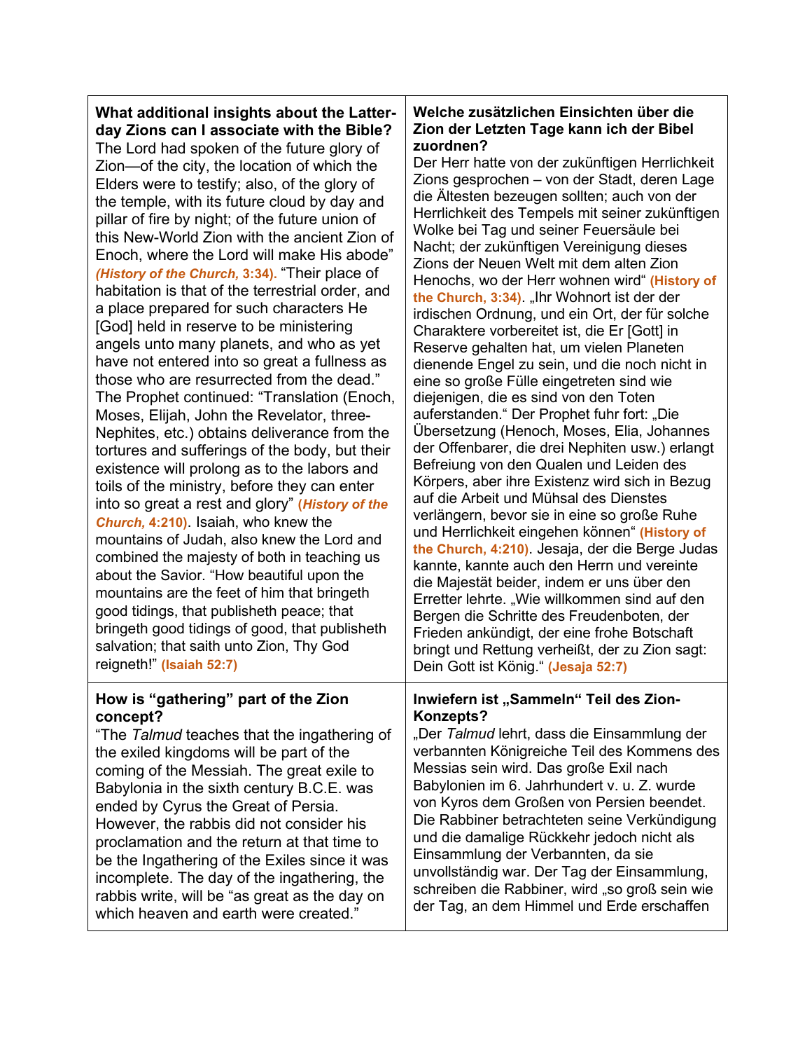| **What additional insights about the Latter-day Zions can I associate with the Bible?** The Lord had spoken of the future glory of Zion—of the city, the location of which the Elders were to testify; also, of the glory of the temple, with its future cloud by day and pillar of fire by night; of the future union of this New-World Zion with the ancient Zion of Enoch, where the Lord will make His abode" ***(History of the Church,* 3:34).** "Their place of habitation is that of the terrestrial order, and a place prepared for such characters He [God] held in reserve to be ministering angels unto many planets, and who as yet have not entered into so great a fullness as those who are resurrected from the dead." The Prophet continued: "Translation (Enoch, Moses, Elijah, John the Revelator, three-Nephites, etc.) obtains deliverance from the tortures and sufferings of the body, but their existence will prolong as to the labors and toils of the ministry, before they can enter into so great a rest and glory" **(*History of the Church,* 4:210)**. Isaiah, who knew the mountains of Judah, also knew the Lord and combined the majesty of both in teaching us about the Savior. "How beautiful upon the mountains are the feet of him that bringeth good tidings, that publisheth peace; that bringeth good tidings of good, that publisheth salvation; that saith unto Zion, Thy God reigneth!" **(Isaiah 52:7)** | **Welche zusätzlichen Einsichten über die Zion der Letzten Tage kann ich der Bibel zuordnen?** Der Herr hatte von der zukünftigen Herrlichkeit Zions gesprochen – von der Stadt, deren Lage die Ältesten bezeugen sollten; auch von der Herrlichkeit des Tempels mit seiner zukünftigen Wolke bei Tag und seiner Feuersäule bei Nacht; der zukünftigen Vereinigung dieses Zions der Neuen Welt mit dem alten Zion Henochs, wo der Herr wohnen wird" **(History of the Church, 3:34)**. „Ihr Wohnort ist der der irdischen Ordnung, und ein Ort, der für solche Charaktere vorbereitet ist, die Er [Gott] in Reserve gehalten hat, um vielen Planeten dienende Engel zu sein, und die noch nicht in eine so große Fülle eingetreten sind wie diejenigen, die es sind von den Toten auferstanden." Der Prophet fuhr fort: „Die Übersetzung (Henoch, Moses, Elia, Johannes der Offenbarer, die drei Nephiten usw.) erlangt Befreiung von den Qualen und Leiden des Körpers, aber ihre Existenz wird sich in Bezug auf die Arbeit und Mühsal des Dienstes verlängern, bevor sie in eine so große Ruhe und Herrlichkeit eingehen können" **(History of the Church, 4:210)**. Jesaja, der die Berge Judas kannte, kannte auch den Herrn und vereinte die Majestät beider, indem er uns über den Erretter lehrte. „Wie willkommen sind auf den Bergen die Schritte des Freudenboten, der Frieden ankündigt, der eine frohe Botschaft bringt und Rettung verheißt, der zu Zion sagt: Dein Gott ist König." **(Jesaja 52:7)** |
|---|---|
| **How is "gathering" part of the Zion concept?** "The *Talmud* teaches that the ingathering of the exiled kingdoms will be part of the coming of the Messiah. The great exile to Babylonia in the sixth century B.C.E. was ended by Cyrus the Great of Persia. However, the rabbis did not consider his proclamation and the return at that time to be the Ingathering of the Exiles since it was incomplete. The day of the ingathering, the rabbis write, will be "as great as the day on which heaven and earth were created." | **Inwiefern ist „Sammeln" Teil des Zion-Konzepts?** „Der *Talmud* lehrt, dass die Einsammlung der verbannten Königreiche Teil des Kommens des Messias sein wird. Das große Exil nach Babylonien im 6. Jahrhundert v. u. Z. wurde von Kyros dem Großen von Persien beendet. Die Rabbiner betrachteten seine Verkündigung und die damalige Rückkehr jedoch nicht als Einsammlung der Verbannten, da sie unvollständig war. Der Tag der Einsammlung, schreiben die Rabbiner, wird „so groß sein wie der Tag, an dem Himmel und Erde erschaffen |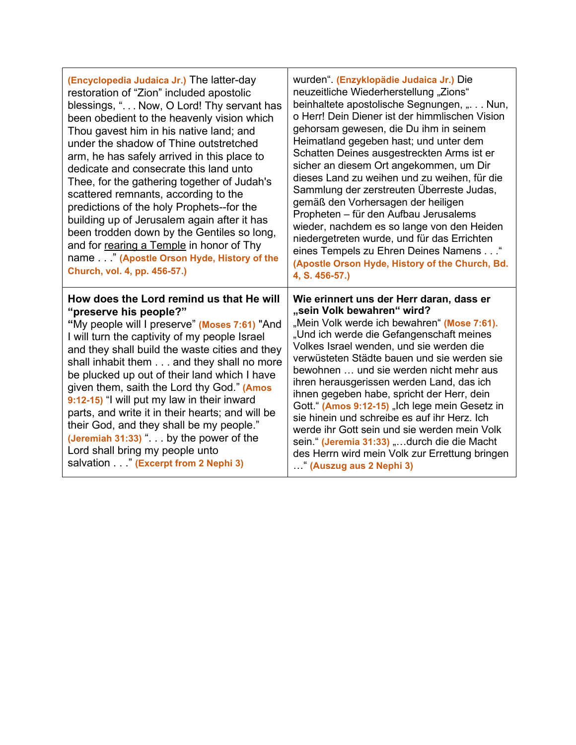| | |
|---|---|
| (Encyclopedia Judaica Jr.) The latter-day restoration of "Zion" included apostolic blessings, ". . . Now, O Lord! Thy servant has been obedient to the heavenly vision which Thou gavest him in his native land; and under the shadow of Thine outstretched arm, he has safely arrived in this place to dedicate and consecrate this land unto Thee, for the gathering together of Judah's scattered remnants, according to the predictions of the holy Prophets--for the building up of Jerusalem again after it has been trodden down by the Gentiles so long, and for rearing a Temple in honor of Thy name . . ." (Apostle Orson Hyde, History of the Church, vol. 4, pp. 456-57.) | wurden". (Enzyklopädie Judaica Jr.) Die neuzeitliche Wiederherstellung „Zions" beinhaltete apostolische Segnungen, „. . . Nun, o Herr! Dein Diener ist der himmlischen Vision gehorsam gewesen, die Du ihm in seinem Heimatland gegeben hast; und unter dem Schatten Deines ausgestreckten Arms ist er sicher an diesem Ort angekommen, um Dir dieses Land zu weihen und zu weihen, für die Sammlung der zerstreuten Überreste Judas, gemäß den Vorhersagen der heiligen Propheten – für den Aufbau Jerusalems wieder, nachdem es so lange von den Heiden niedergetreten wurde, und für das Errichten eines Tempels zu Ehren Deines Namens . . ." (Apostle Orson Hyde, History of the Church, Bd. 4, S. 456-57.) |
| **How does the Lord remind us that He will "preserve his people?"** "My people will I preserve" (Moses 7:61) "And I will turn the captivity of my people Israel and they shall build the waste cities and they shall inhabit them . . . and they shall no more be plucked up out of their land which I have given them, saith the Lord thy God." (Amos 9:12-15) "I will put my law in their inward parts, and write it in their hearts; and will be their God, and they shall be my people." (Jeremiah 31:33) ". . . by the power of the Lord shall bring my people unto salvation . . ." (Excerpt from 2 Nephi 3) | **Wie erinnert uns der Herr daran, dass er „sein Volk bewahren" wird?** „Mein Volk werde ich bewahren" (Mose 7:61). „Und ich werde die Gefangenschaft meines Volkes Israel wenden, und sie werden die verwüsteten Städte bauen und sie werden sie bewohnen … und sie werden nicht mehr aus ihren herausgerissen werden Land, das ich ihnen gegeben habe, spricht der Herr, dein Gott." (Amos 9:12-15) „Ich lege mein Gesetz in sie hinein und schreibe es auf ihr Herz. Ich werde ihr Gott sein und sie werden mein Volk sein." (Jeremia 31:33) „…durch die die Macht des Herrn wird mein Volk zur Errettung bringen …" (Auszug aus 2 Nephi 3) |